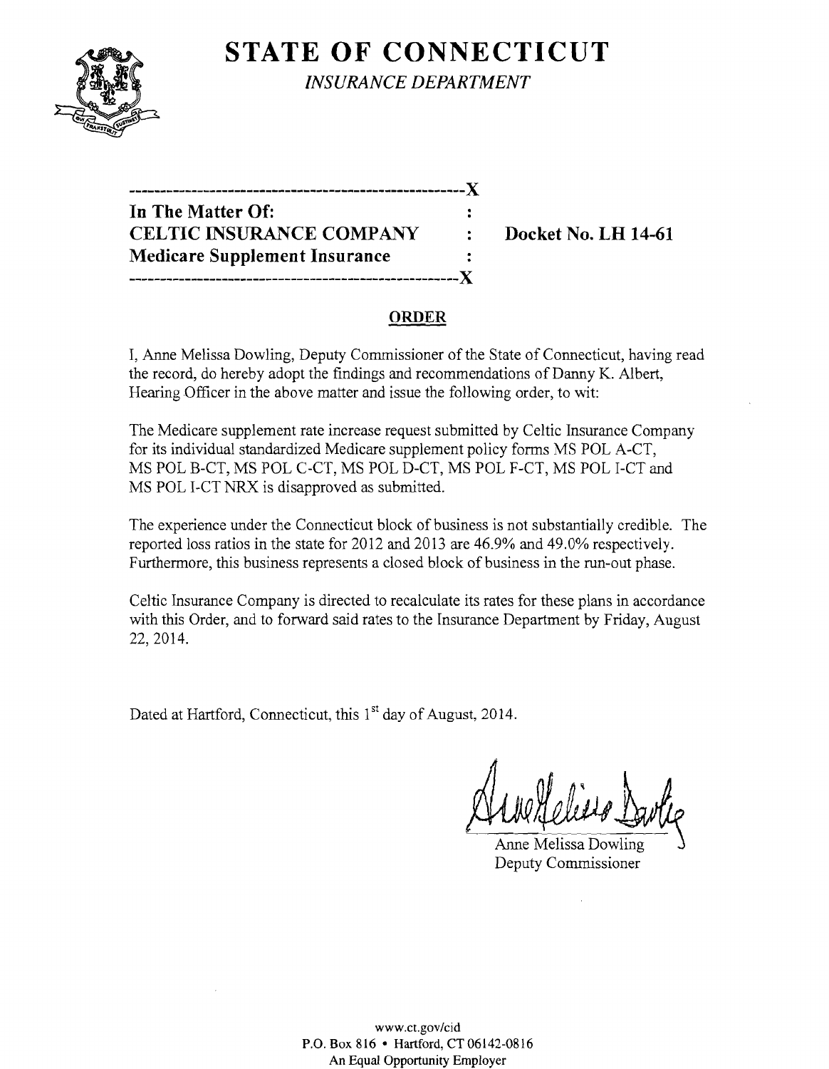# STATE OF CONNECTICUT

*INSURANCE DEPARTMENT*

```
----------------------------------------------------X
In The Matter Of:                                   :
CELTIC INSURANCE COMPANY                            :    Docket No. LH 14-61
Medicare Supplement Insurance                       :
----------------------------------------------------X
```

## ORDER

I, Anne Melissa Dowling, Deputy Commissioner of the State of Connecticut, having read the record, do hereby adopt the findings and recommendations of Danny K. Albert, Hearing Officer in the above matter and issue the following order, to wit:

The Medicare supplement rate increase request submitted by Celtic Insurance Company for its individual standardized Medicare supplement policy forms MS POL A-CT, MS POL B-CT, MS POL C-CT, MS POL D-CT, MS POL F-CT, MS POL I-CT and MS POL I-CT NRX is disapproved as submitted.

The experience under the Connecticut block of business is not substantially credible. The reported loss ratios in the state for 2012 and 2013 are 46.9% and 49.0% respectively. Furthermore, this business represents a closed block of business in the run-out phase.

Celtic Insurance Company is directed to recalculate its rates for these plans in accordance with this Order, and to forward said rates to the Insurance Department by Friday, August 22, 2014.

Dated at Hartford, Connecticut, this 1st day of August, 2014.

Anne Melissa Dowling
Deputy Commissioner

www.ct.gov/cid
P.O. Box 816 • Hartford, CT 06142-0816
An Equal Opportunity Employer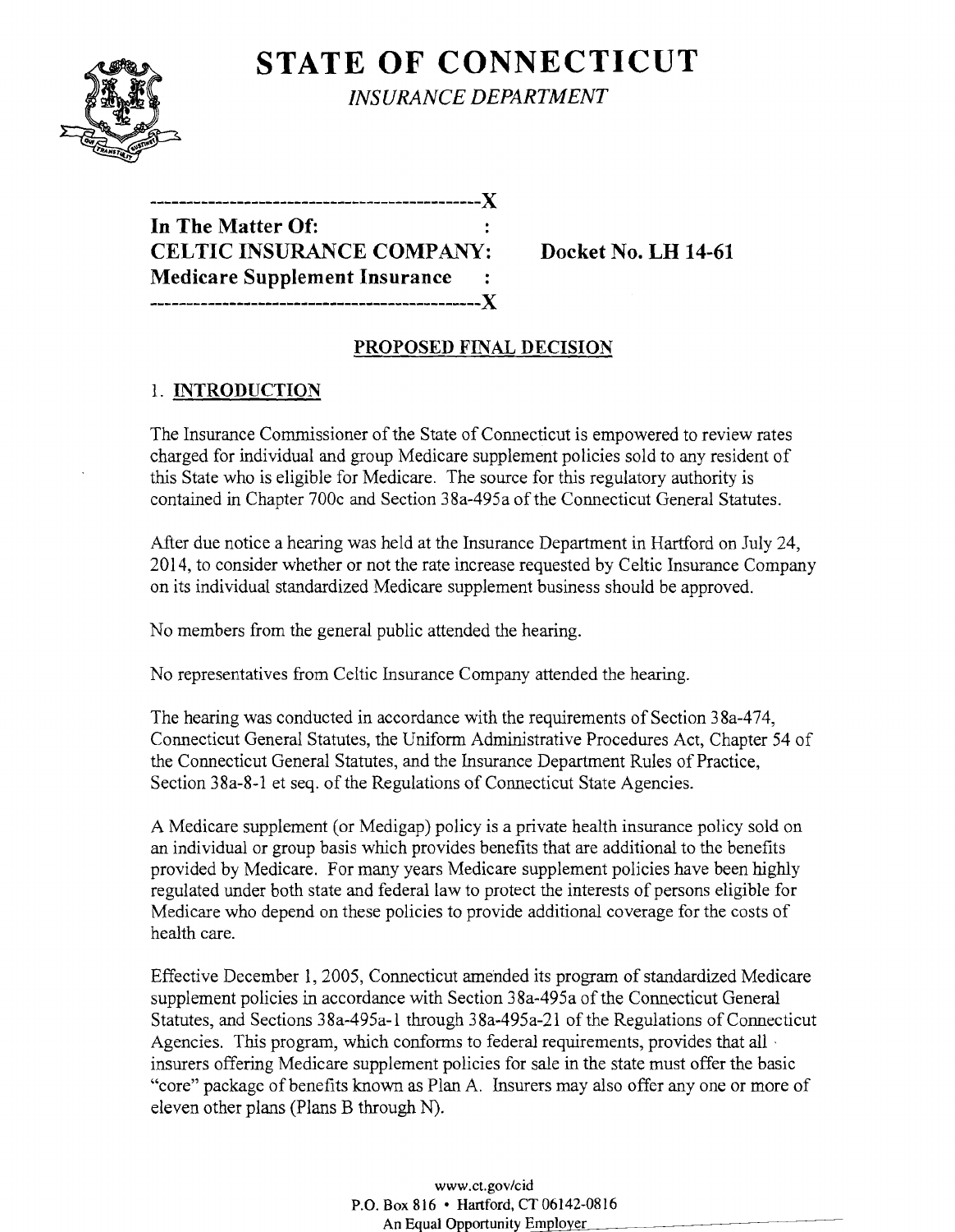# STATE OF CONNECTICUT

*INSURANCE DEPARTMENT*

---------------------------------------------X
**In The Matter Of:** :
**CELTIC INSURANCE COMPANY:** **Docket No. LH 14-61**
**Medicare Supplement Insurance** :
---------------------------------------------X

## PROPOSED FINAL DECISION

### 1. INTRODUCTION

The Insurance Commissioner of the State of Connecticut is empowered to review rates charged for individual and group Medicare supplement policies sold to any resident of this State who is eligible for Medicare. The source for this regulatory authority is contained in Chapter 700c and Section 38a-495a of the Connecticut General Statutes.

After due notice a hearing was held at the Insurance Department in Hartford on July 24, 2014, to consider whether or not the rate increase requested by Celtic Insurance Company on its individual standardized Medicare supplement business should be approved.

No members from the general public attended the hearing.

No representatives from Celtic Insurance Company attended the hearing.

The hearing was conducted in accordance with the requirements of Section 38a-474, Connecticut General Statutes, the Uniform Administrative Procedures Act, Chapter 54 of the Connecticut General Statutes, and the Insurance Department Rules of Practice, Section 38a-8-1 et seq. of the Regulations of Connecticut State Agencies.

A Medicare supplement (or Medigap) policy is a private health insurance policy sold on an individual or group basis which provides benefits that are additional to the benefits provided by Medicare. For many years Medicare supplement policies have been highly regulated under both state and federal law to protect the interests of persons eligible for Medicare who depend on these policies to provide additional coverage for the costs of health care.

Effective December 1, 2005, Connecticut amended its program of standardized Medicare supplement policies in accordance with Section 38a-495a of the Connecticut General Statutes, and Sections 38a-495a-1 through 38a-495a-21 of the Regulations of Connecticut Agencies. This program, which conforms to federal requirements, provides that all insurers offering Medicare supplement policies for sale in the state must offer the basic "core" package of benefits known as Plan A. Insurers may also offer any one or more of eleven other plans (Plans B through N).

www.ct.gov/cid
P.O. Box 816 • Hartford, CT 06142-0816
An Equal Opportunity Employer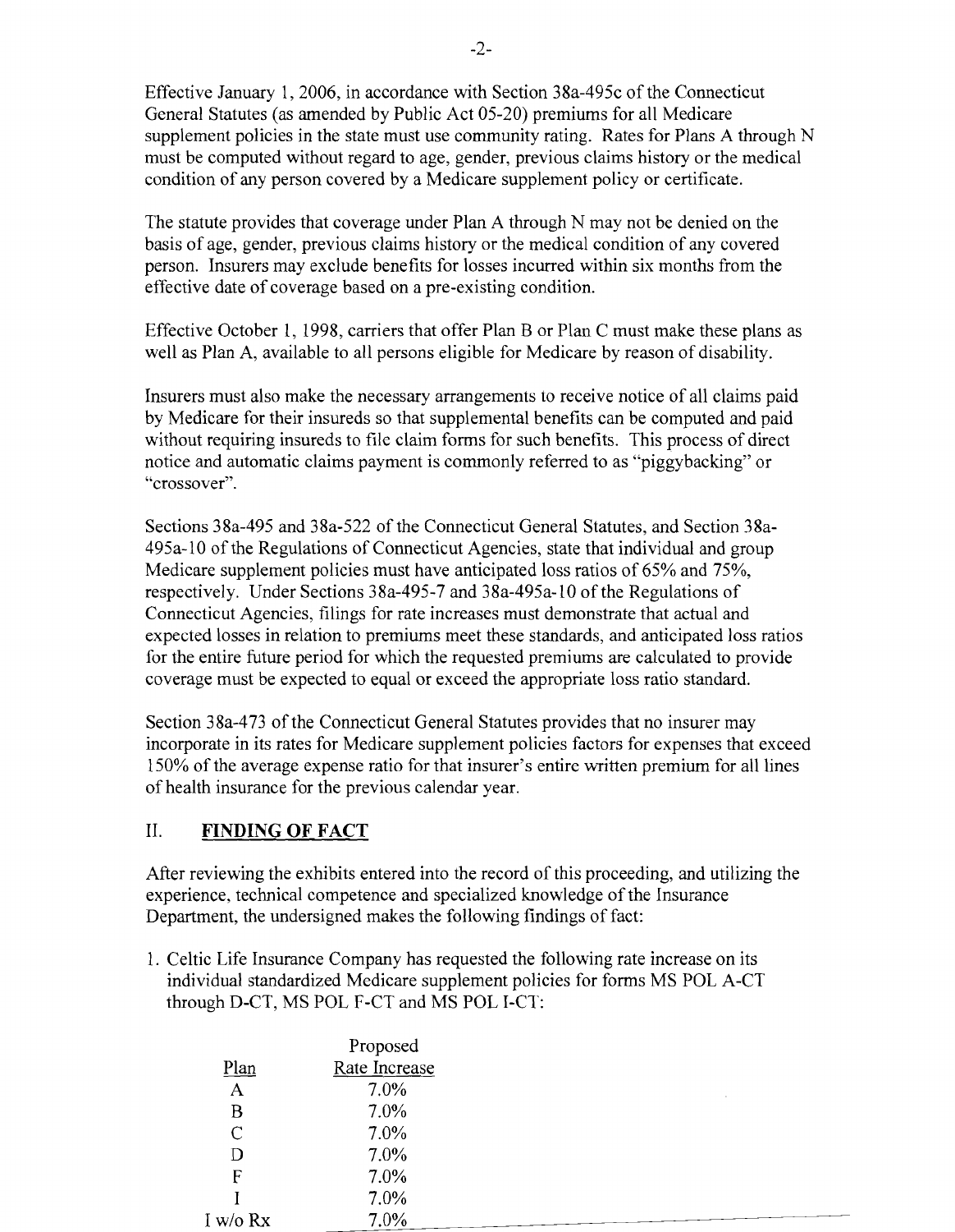Effective January 1, 2006, in accordance with Section 38a-495c of the Connecticut General Statutes (as amended by Public Act 05-20) premiums for all Medicare supplement policies in the state must use community rating. Rates for Plans A through N must be computed without regard to age, gender, previous claims history or the medical condition of any person covered by a Medicare supplement policy or certificate.

The statute provides that coverage under Plan A through N may not be denied on the basis of age, gender, previous claims history or the medical condition of any covered person. Insurers may exclude benefits for losses incurred within six months from the effective date of coverage based on a pre-existing condition.

Effective October 1, 1998, carriers that offer Plan B or Plan C must make these plans as well as Plan A, available to all persons eligible for Medicare by reason of disability.

Insurers must also make the necessary arrangements to receive notice of all claims paid by Medicare for their insureds so that supplemental benefits can be computed and paid without requiring insureds to file claim forms for such benefits. This process of direct notice and automatic claims payment is commonly referred to as "piggybacking" or "crossover".

Sections 38a-495 and 38a-522 of the Connecticut General Statutes, and Section 38a-495a-10 of the Regulations of Connecticut Agencies, state that individual and group Medicare supplement policies must have anticipated loss ratios of 65% and 75%, respectively. Under Sections 38a-495-7 and 38a-495a-10 of the Regulations of Connecticut Agencies, filings for rate increases must demonstrate that actual and expected losses in relation to premiums meet these standards, and anticipated loss ratios for the entire future period for which the requested premiums are calculated to provide coverage must be expected to equal or exceed the appropriate loss ratio standard.

Section 38a-473 of the Connecticut General Statutes provides that no insurer may incorporate in its rates for Medicare supplement policies factors for expenses that exceed 150% of the average expense ratio for that insurer's entire written premium for all lines of health insurance for the previous calendar year.

## II. FINDING OF FACT

After reviewing the exhibits entered into the record of this proceeding, and utilizing the experience, technical competence and specialized knowledge of the Insurance Department, the undersigned makes the following findings of fact:

1. Celtic Life Insurance Company has requested the following rate increase on its individual standardized Medicare supplement policies for forms MS POL A-CT through D-CT, MS POL F-CT and MS POL I-CT:

| Plan | Proposed Rate Increase |
|---|---|
| A | 7.0% |
| B | 7.0% |
| C | 7.0% |
| D | 7.0% |
| F | 7.0% |
| I | 7.0% |
| I w/o Rx | 7.0% |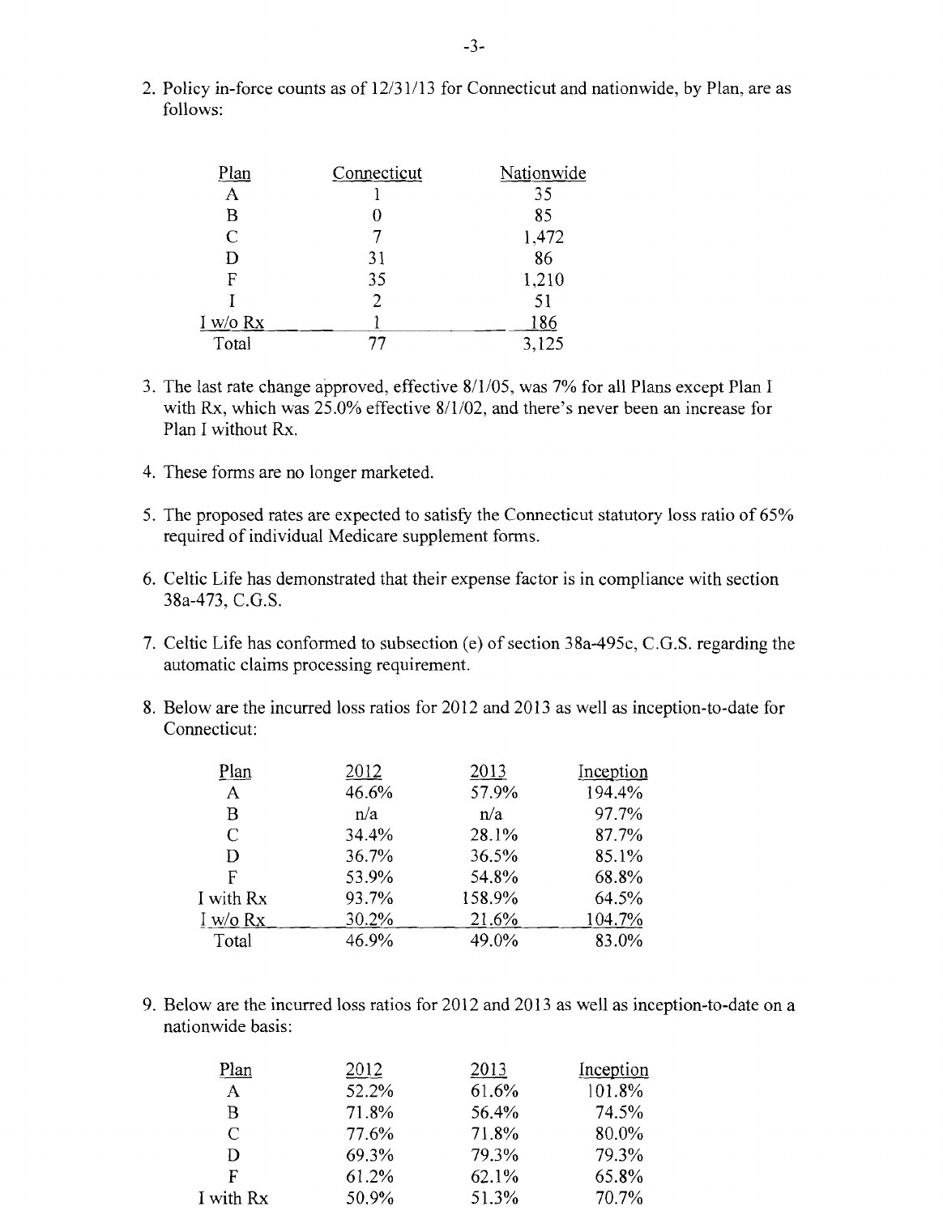2. Policy in-force counts as of 12/31/13 for Connecticut and nationwide, by Plan, are as follows:

| Plan | Connecticut | Nationwide |
|---|---|---|
| A | 1 | 35 |
| B | 0 | 85 |
| C | 7 | 1,472 |
| D | 31 | 86 |
| F | 35 | 1,210 |
| I | 2 | 51 |
| I w/o Rx | 1 | 186 |
| Total | 77 | 3,125 |

3. The last rate change approved, effective 8/1/05, was 7% for all Plans except Plan I with Rx, which was 25.0% effective 8/1/02, and there's never been an increase for Plan I without Rx.

4. These forms are no longer marketed.

5. The proposed rates are expected to satisfy the Connecticut statutory loss ratio of 65% required of individual Medicare supplement forms.

6. Celtic Life has demonstrated that their expense factor is in compliance with section 38a-473, C.G.S.

7. Celtic Life has conformed to subsection (e) of section 38a-495c, C.G.S. regarding the automatic claims processing requirement.

8. Below are the incurred loss ratios for 2012 and 2013 as well as inception-to-date for Connecticut:

| Plan | 2012 | 2013 | Inception |
|---|---|---|---|
| A | 46.6% | 57.9% | 194.4% |
| B | n/a | n/a | 97.7% |
| C | 34.4% | 28.1% | 87.7% |
| D | 36.7% | 36.5% | 85.1% |
| F | 53.9% | 54.8% | 68.8% |
| I with Rx | 93.7% | 158.9% | 64.5% |
| I w/o Rx | 30.2% | 21.6% | 104.7% |
| Total | 46.9% | 49.0% | 83.0% |

9. Below are the incurred loss ratios for 2012 and 2013 as well as inception-to-date on a nationwide basis:

| Plan | 2012 | 2013 | Inception |
|---|---|---|---|
| A | 52.2% | 61.6% | 101.8% |
| B | 71.8% | 56.4% | 74.5% |
| C | 77.6% | 71.8% | 80.0% |
| D | 69.3% | 79.3% | 79.3% |
| F | 61.2% | 62.1% | 65.8% |
| I with Rx | 50.9% | 51.3% | 70.7% |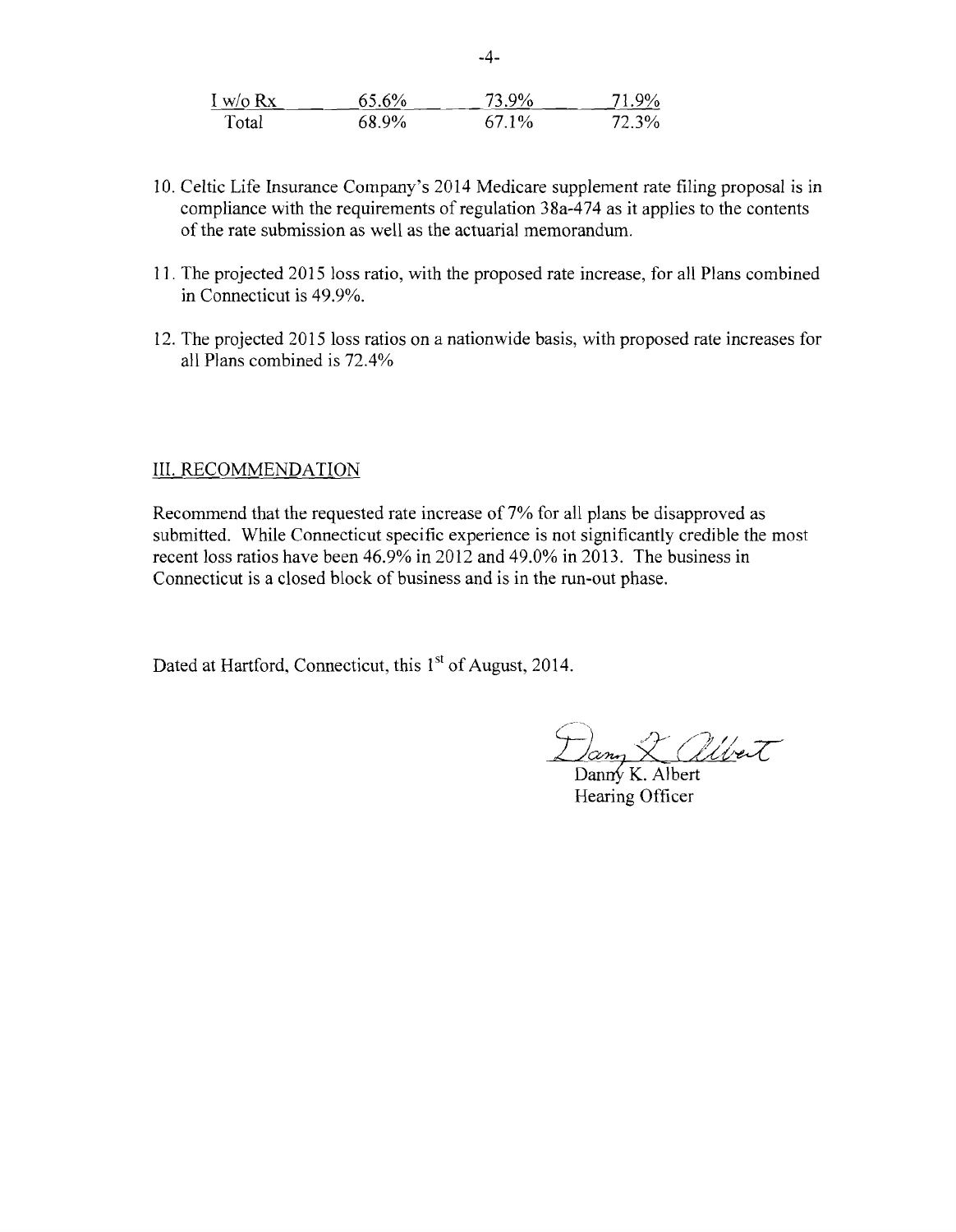| | | | |
|---|---|---|---|
| I w/o Rx | 65.6% | 73.9% | 71.9% |
| Total | 68.9% | 67.1% | 72.3% |

10. Celtic Life Insurance Company's 2014 Medicare supplement rate filing proposal is in compliance with the requirements of regulation 38a-474 as it applies to the contents of the rate submission as well as the actuarial memorandum.

11. The projected 2015 loss ratio, with the proposed rate increase, for all Plans combined in Connecticut is 49.9%.

12. The projected 2015 loss ratios on a nationwide basis, with proposed rate increases for all Plans combined is 72.4%

## III. RECOMMENDATION

Recommend that the requested rate increase of 7% for all plans be disapproved as submitted. While Connecticut specific experience is not significantly credible the most recent loss ratios have been 46.9% in 2012 and 49.0% in 2013. The business in Connecticut is a closed block of business and is in the run-out phase.

Dated at Hartford, Connecticut, this 1st of August, 2014.

Danny K. Albert
Hearing Officer